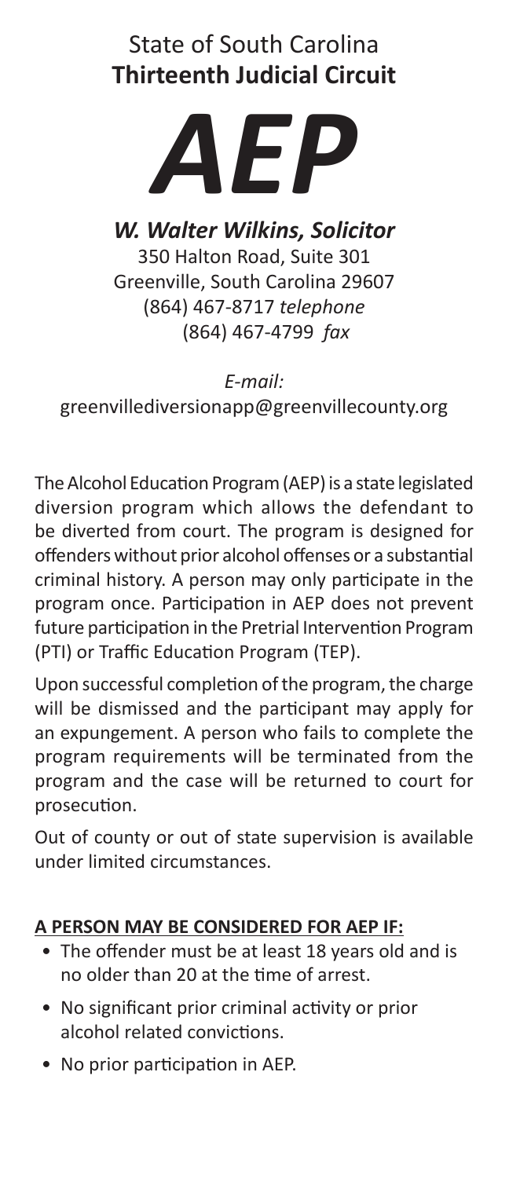# State of South Carolina
## Thirteenth Judicial Circuit

# *AEP*

***W. Walter Wilkins, Solicitor***
350 Halton Road, Suite 301
Greenville, South Carolina 29607
(864) 467-8717 *telephone*
(864) 467-4799 *fax*

*E-mail:*
greenvillediversionapp@greenvillecounty.org

The Alcohol Education Program (AEP) is a state legislated diversion program which allows the defendant to be diverted from court. The program is designed for offenders without prior alcohol offenses or a substantial criminal history. A person may only participate in the program once. Participation in AEP does not prevent future participation in the Pretrial Intervention Program (PTI) or Traffic Education Program (TEP).

Upon successful completion of the program, the charge will be dismissed and the participant may apply for an expungement. A person who fails to complete the program requirements will be terminated from the program and the case will be returned to court for prosecution.

Out of county or out of state supervision is available under limited circumstances.

**A PERSON MAY BE CONSIDERED FOR AEP IF:**

- The offender must be at least 18 years old and is no older than 20 at the time of arrest.
- No significant prior criminal activity or prior alcohol related convictions.
- No prior participation in AEP.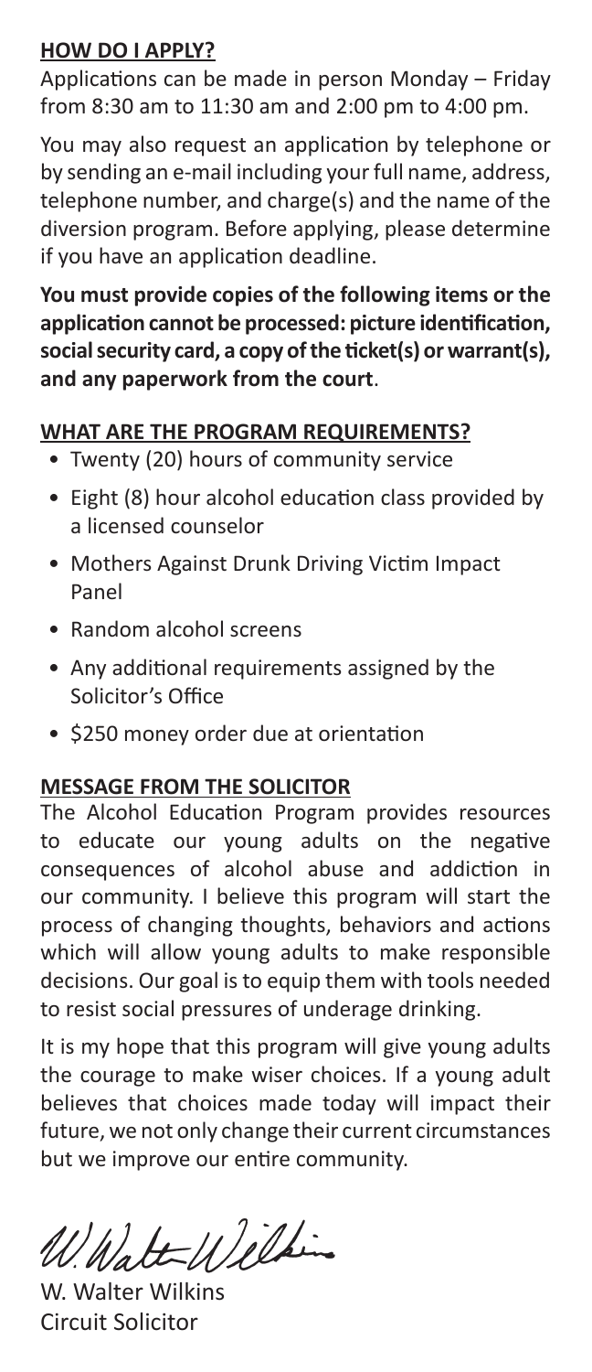## HOW DO I APPLY?

Applications can be made in person Monday – Friday from 8:30 am to 11:30 am and 2:00 pm to 4:00 pm.

You may also request an application by telephone or by sending an e-mail including your full name, address, telephone number, and charge(s) and the name of the diversion program. Before applying, please determine if you have an application deadline.

**You must provide copies of the following items or the application cannot be processed: picture identification, social security card, a copy of the ticket(s) or warrant(s), and any paperwork from the court**.

## WHAT ARE THE PROGRAM REQUIREMENTS?

- Twenty (20) hours of community service
- Eight (8) hour alcohol education class provided by a licensed counselor
- Mothers Against Drunk Driving Victim Impact Panel
- Random alcohol screens
- Any additional requirements assigned by the Solicitor's Office
- $250 money order due at orientation

## MESSAGE FROM THE SOLICITOR

The Alcohol Education Program provides resources to educate our young adults on the negative consequences of alcohol abuse and addiction in our community. I believe this program will start the process of changing thoughts, behaviors and actions which will allow young adults to make responsible decisions. Our goal is to equip them with tools needed to resist social pressures of underage drinking.

It is my hope that this program will give young adults the courage to make wiser choices. If a young adult believes that choices made today will impact their future, we not only change their current circumstances but we improve our entire community.

W. Walter Wilkins

W. Walter Wilkins
Circuit Solicitor